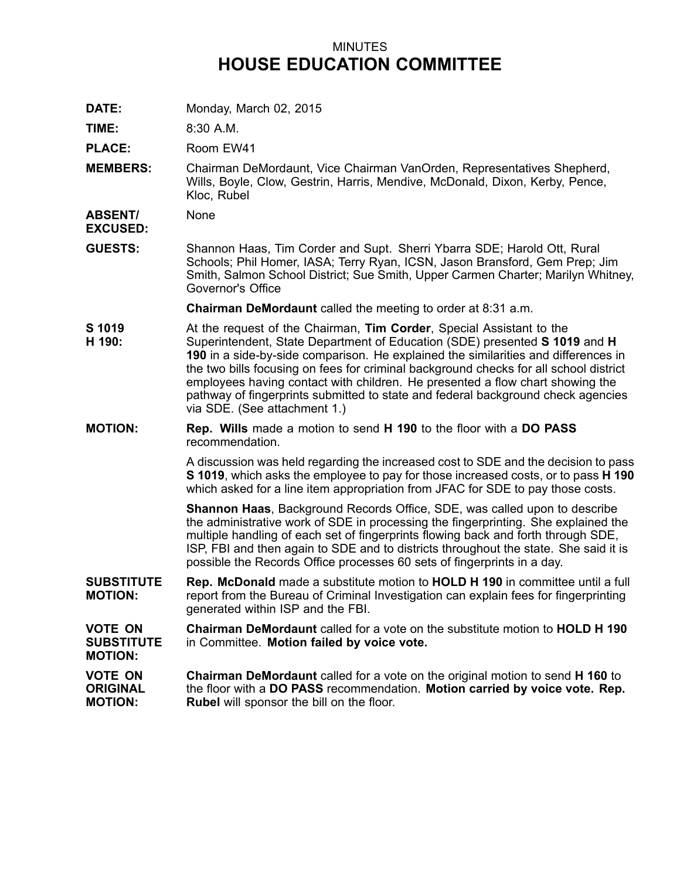MINUTES

# HOUSE EDUCATION COMMITTEE

**DATE:** Monday, March 02, 2015

**TIME:** 8:30 A.M.

**PLACE:** Room EW41

**MEMBERS:** Chairman DeMordaunt, Vice Chairman VanOrden, Representatives Shepherd, Wills, Boyle, Clow, Gestrin, Harris, Mendive, McDonald, Dixon, Kerby, Pence, Kloc, Rubel

**ABSENT/ EXCUSED:** None

**GUESTS:** Shannon Haas, Tim Corder and Supt. Sherri Ybarra SDE; Harold Ott, Rural Schools; Phil Homer, IASA; Terry Ryan, ICSN, Jason Bransford, Gem Prep; Jim Smith, Salmon School District; Sue Smith, Upper Carmen Charter; Marilyn Whitney, Governor's Office

**Chairman DeMordaunt** called the meeting to order at 8:31 a.m.

**S 1019 H 190:** At the request of the Chairman, **Tim Corder**, Special Assistant to the Superintendent, State Department of Education (SDE) presented **S 1019** and **H 190** in a side-by-side comparison. He explained the similarities and differences in the two bills focusing on fees for criminal background checks for all school district employees having contact with children. He presented a flow chart showing the pathway of fingerprints submitted to state and federal background check agencies via SDE. (See attachment 1.)

**MOTION:** **Rep. Wills** made a motion to send **H 190** to the floor with a **DO PASS** recommendation.

A discussion was held regarding the increased cost to SDE and the decision to pass **S 1019**, which asks the employee to pay for those increased costs, or to pass **H 190** which asked for a line item appropriation from JFAC for SDE to pay those costs.

**Shannon Haas**, Background Records Office, SDE, was called upon to describe the administrative work of SDE in processing the fingerprinting. She explained the multiple handling of each set of fingerprints flowing back and forth through SDE, ISP, FBI and then again to SDE and to districts throughout the state. She said it is possible the Records Office processes 60 sets of fingerprints in a day.

**SUBSTITUTE MOTION:** **Rep. McDonald** made a substitute motion to **HOLD H 190** in committee until a full report from the Bureau of Criminal Investigation can explain fees for fingerprinting generated within ISP and the FBI.

**VOTE ON SUBSTITUTE MOTION:** **Chairman DeMordaunt** called for a vote on the substitute motion to **HOLD H 190** in Committee. **Motion failed by voice vote.**

**VOTE ON ORIGINAL MOTION:** **Chairman DeMordaunt** called for a vote on the original motion to send **H 160** to the floor with a **DO PASS** recommendation. **Motion carried by voice vote. Rep. Rubel** will sponsor the bill on the floor.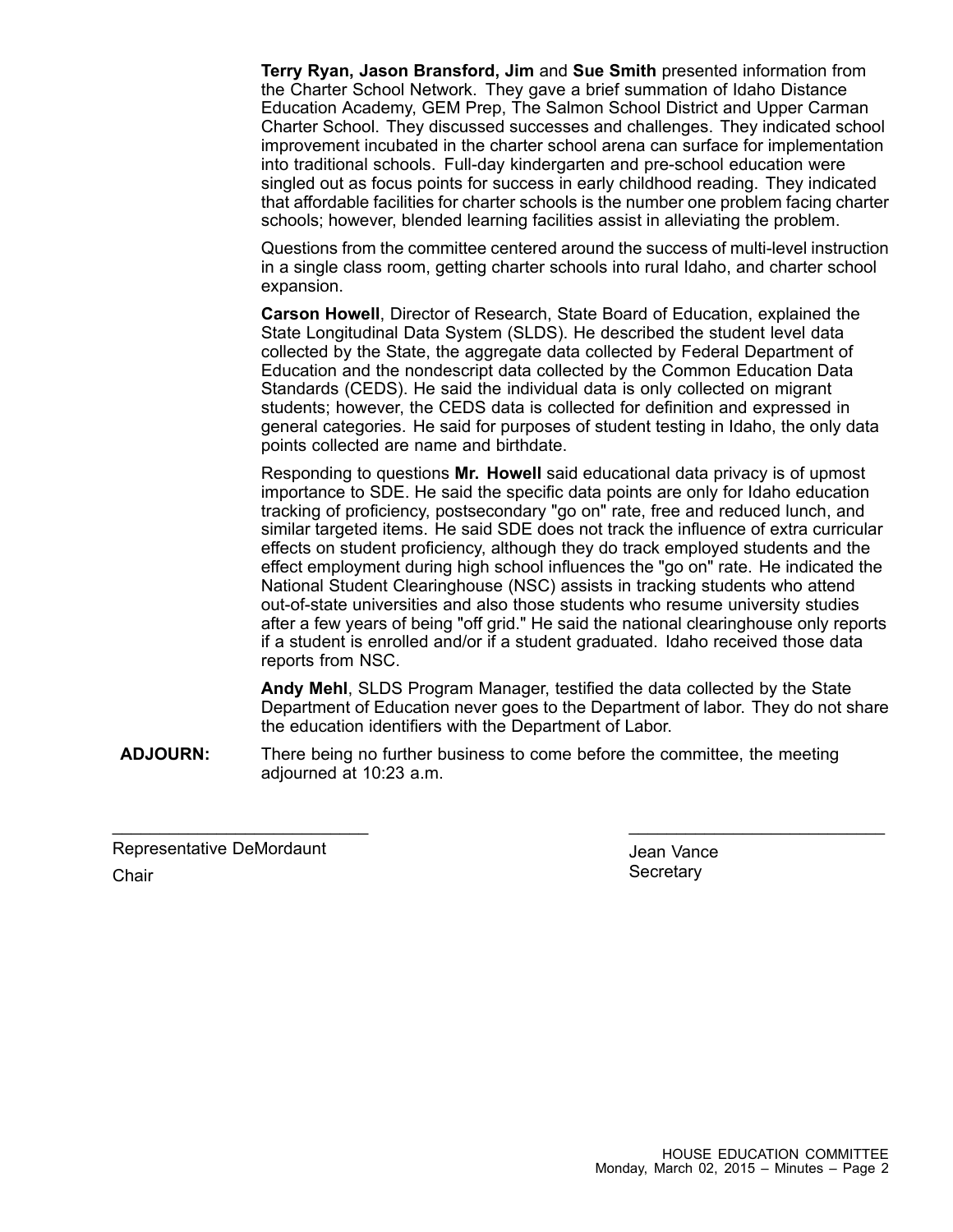**Terry Ryan, Jason Bransford, Jim** and **Sue Smith** presented information from the Charter School Network. They gave a brief summation of Idaho Distance Education Academy, GEM Prep, The Salmon School District and Upper Carman Charter School. They discussed successes and challenges. They indicated school improvement incubated in the charter school arena can surface for implementation into traditional schools. Full-day kindergarten and pre-school education were singled out as focus points for success in early childhood reading. They indicated that affordable facilities for charter schools is the number one problem facing charter schools; however, blended learning facilities assist in alleviating the problem.

Questions from the committee centered around the success of multi-level instruction in a single class room, getting charter schools into rural Idaho, and charter school expansion.

**Carson Howell**, Director of Research, State Board of Education, explained the State Longitudinal Data System (SLDS). He described the student level data collected by the State, the aggregate data collected by Federal Department of Education and the nondescript data collected by the Common Education Data Standards (CEDS). He said the individual data is only collected on migrant students; however, the CEDS data is collected for definition and expressed in general categories. He said for purposes of student testing in Idaho, the only data points collected are name and birthdate.

Responding to questions **Mr. Howell** said educational data privacy is of upmost importance to SDE. He said the specific data points are only for Idaho education tracking of proficiency, postsecondary "go on" rate, free and reduced lunch, and similar targeted items. He said SDE does not track the influence of extra curricular effects on student proficiency, although they do track employed students and the effect employment during high school influences the "go on" rate. He indicated the National Student Clearinghouse (NSC) assists in tracking students who attend out-of-state universities and also those students who resume university studies after a few years of being "off grid." He said the national clearinghouse only reports if a student is enrolled and/or if a student graduated. Idaho received those data reports from NSC.

**Andy Mehl**, SLDS Program Manager, testified the data collected by the State Department of Education never goes to the Department of labor. They do not share the education identifiers with the Department of Labor.

**ADJOURN:** There being no further business to come before the committee, the meeting adjourned at 10:23 a.m.

___________________________
Representative DeMordaunt
Chair

___________________________
Jean Vance
Secretary